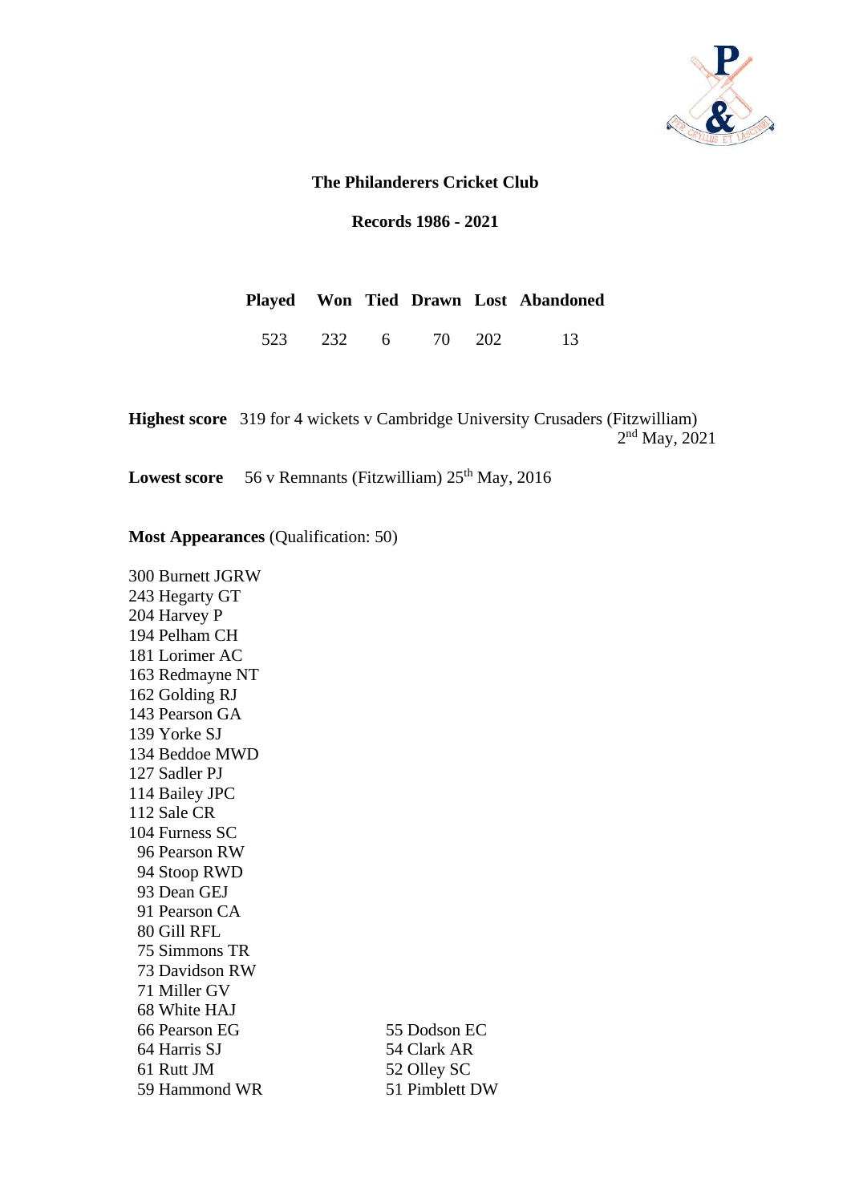**The Philanderers Cricket Club**

**Records 1986 - 2021**

| Played | Won | Tied | Drawn | Lost | Abandoned |
|---|---|---|---|---|---|
| 523 | 232 | 6 | 70 | 202 | 13 |

**Highest score** 319 for 4 wickets v Cambridge University Crusaders (Fitzwilliam) 2nd May, 2021

**Lowest score** 56 v Remnants (Fitzwilliam) 25th May, 2016

**Most Appearances** (Qualification: 50)

300 Burnett JGRW
243 Hegarty GT
204 Harvey P
194 Pelham CH
181 Lorimer AC
163 Redmayne NT
162 Golding RJ
143 Pearson GA
139 Yorke SJ
134 Beddoe MWD
127 Sadler PJ
114 Bailey JPC
112 Sale CR
104 Furness SC
96 Pearson RW
94 Stoop RWD
93 Dean GEJ
91 Pearson CA
80 Gill RFL
75 Simmons TR
73 Davidson RW
71 Miller GV
68 White HAJ
66 Pearson EG
64 Harris SJ
61 Rutt JM
59 Hammond WR
55 Dodson EC
54 Clark AR
52 Olley SC
51 Pimblett DW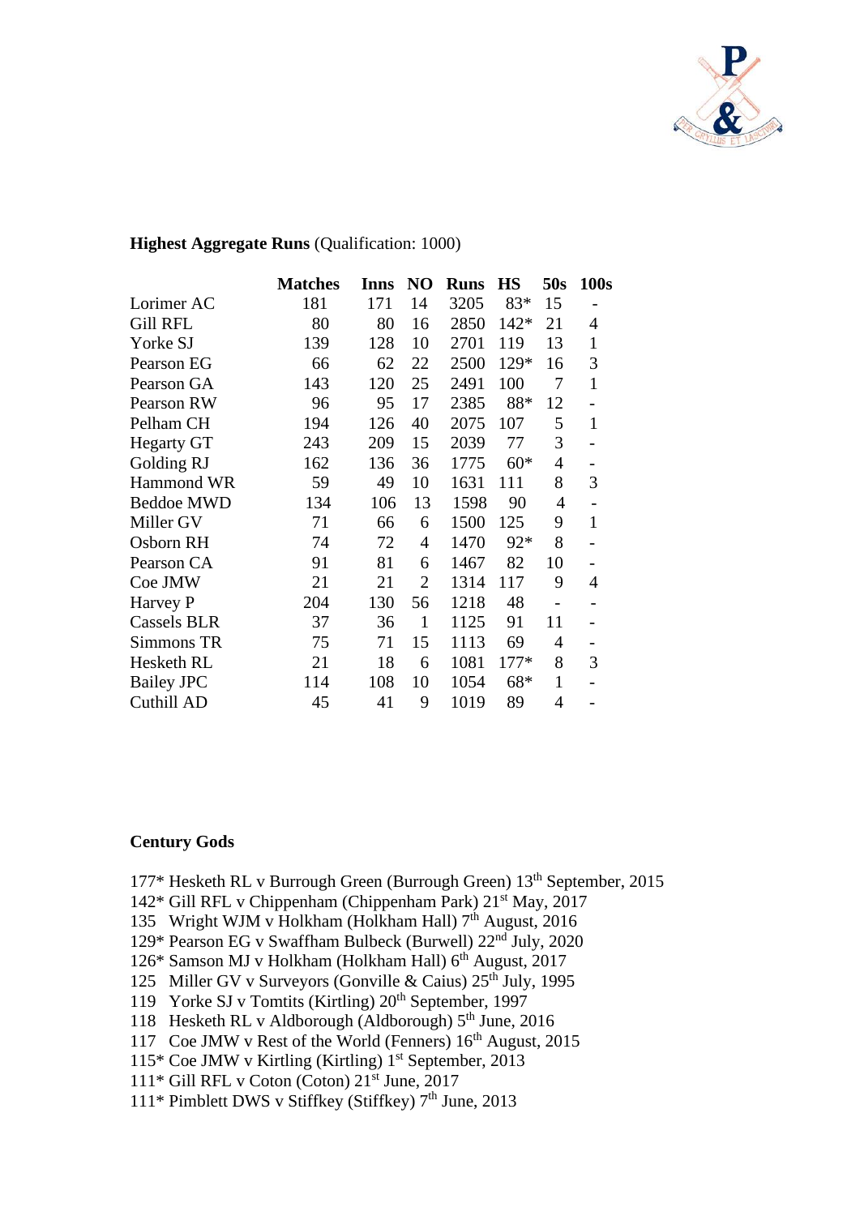**Highest Aggregate Runs** (Qualification: 1000)

| | Matches | Inns | NO | Runs | HS | 50s | 100s |
|---|---|---|---|---|---|---|---|
| Lorimer AC | 181 | 171 | 14 | 3205 | 83* | 15 | - |
| Gill RFL | 80 | 80 | 16 | 2850 | 142* | 21 | 4 |
| Yorke SJ | 139 | 128 | 10 | 2701 | 119 | 13 | 1 |
| Pearson EG | 66 | 62 | 22 | 2500 | 129* | 16 | 3 |
| Pearson GA | 143 | 120 | 25 | 2491 | 100 | 7 | 1 |
| Pearson RW | 96 | 95 | 17 | 2385 | 88* | 12 | - |
| Pelham CH | 194 | 126 | 40 | 2075 | 107 | 5 | 1 |
| Hegarty GT | 243 | 209 | 15 | 2039 | 77 | 3 | - |
| Golding RJ | 162 | 136 | 36 | 1775 | 60* | 4 | - |
| Hammond WR | 59 | 49 | 10 | 1631 | 111 | 8 | 3 |
| Beddoe MWD | 134 | 106 | 13 | 1598 | 90 | 4 | - |
| Miller GV | 71 | 66 | 6 | 1500 | 125 | 9 | 1 |
| Osborn RH | 74 | 72 | 4 | 1470 | 92* | 8 | - |
| Pearson CA | 91 | 81 | 6 | 1467 | 82 | 10 | - |
| Coe JMW | 21 | 21 | 2 | 1314 | 117 | 9 | 4 |
| Harvey P | 204 | 130 | 56 | 1218 | 48 | - | - |
| Cassels BLR | 37 | 36 | 1 | 1125 | 91 | 11 | - |
| Simmons TR | 75 | 71 | 15 | 1113 | 69 | 4 | - |
| Hesketh RL | 21 | 18 | 6 | 1081 | 177* | 8 | 3 |
| Bailey JPC | 114 | 108 | 10 | 1054 | 68* | 1 | - |
| Cuthill AD | 45 | 41 | 9 | 1019 | 89 | 4 | - |

**Century Gods**

177* Hesketh RL v Burrough Green (Burrough Green) 13th September, 2015
142* Gill RFL v Chippenham (Chippenham Park) 21st May, 2017
135 Wright WJM v Holkham (Holkham Hall) 7th August, 2016
129* Pearson EG v Swaffham Bulbeck (Burwell) 22nd July, 2020
126* Samson MJ v Holkham (Holkham Hall) 6th August, 2017
125 Miller GV v Surveyors (Gonville & Caius) 25th July, 1995
119 Yorke SJ v Tomtits (Kirtling) 20th September, 1997
118 Hesketh RL v Aldborough (Aldborough) 5th June, 2016
117 Coe JMW v Rest of the World (Fenners) 16th August, 2015
115* Coe JMW v Kirtling (Kirtling) 1st September, 2013
111* Gill RFL v Coton (Coton) 21st June, 2017
111* Pimblett DWS v Stiffkey (Stiffkey) 7th June, 2013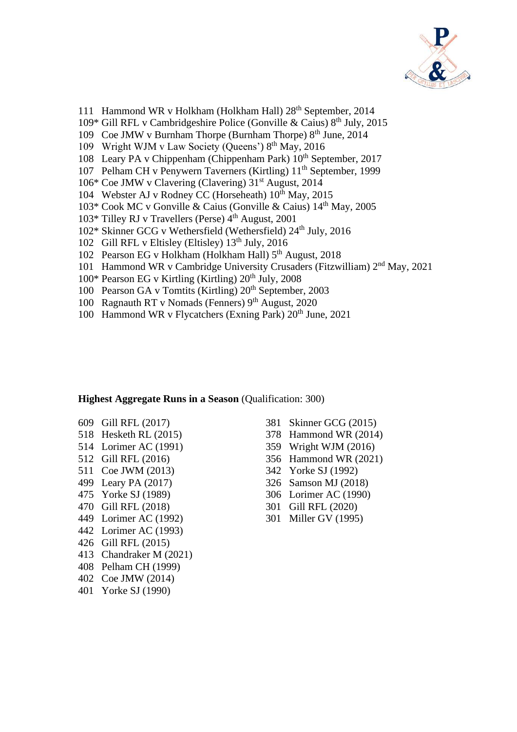111 Hammond WR v Holkham (Holkham Hall) 28th September, 2014
109* Gill RFL v Cambridgeshire Police (Gonville & Caius) 8th July, 2015
109 Coe JMW v Burnham Thorpe (Burnham Thorpe) 8th June, 2014
109 Wright WJM v Law Society (Queens') 8th May, 2016
108 Leary PA v Chippenham (Chippenham Park) 10th September, 2017
107 Pelham CH v Penywern Taverners (Kirtling) 11th September, 1999
106* Coe JMW v Clavering (Clavering) 31st August, 2014
104 Webster AJ v Rodney CC (Horseheath) 10th May, 2015
103* Cook MC v Gonville & Caius (Gonville & Caius) 14th May, 2005
103* Tilley RJ v Travellers (Perse) 4th August, 2001
102* Skinner GCG v Wethersfield (Wethersfield) 24th July, 2016
102 Gill RFL v Eltisley (Eltisley) 13th July, 2016
102 Pearson EG v Holkham (Holkham Hall) 5th August, 2018
101 Hammond WR v Cambridge University Crusaders (Fitzwilliam) 2nd May, 2021
100* Pearson EG v Kirtling (Kirtling) 20th July, 2008
100 Pearson GA v Tomtits (Kirtling) 20th September, 2003
100 Ragnauth RT v Nomads (Fenners) 9th August, 2020
100 Hammond WR v Flycatchers (Exning Park) 20th June, 2021

**Highest Aggregate Runs in a Season** (Qualification: 300)

609 Gill RFL (2017)
518 Hesketh RL (2015)
514 Lorimer AC (1991)
512 Gill RFL (2016)
511 Coe JWM (2013)
499 Leary PA (2017)
475 Yorke SJ (1989)
470 Gill RFL (2018)
449 Lorimer AC (1992)
442 Lorimer AC (1993)
426 Gill RFL (2015)
413 Chandraker M (2021)
408 Pelham CH (1999)
402 Coe JMW (2014)
401 Yorke SJ (1990)
381 Skinner GCG (2015)
378 Hammond WR (2014)
359 Wright WJM (2016)
356 Hammond WR (2021)
342 Yorke SJ (1992)
326 Samson MJ (2018)
306 Lorimer AC (1990)
301 Gill RFL (2020)
301 Miller GV (1995)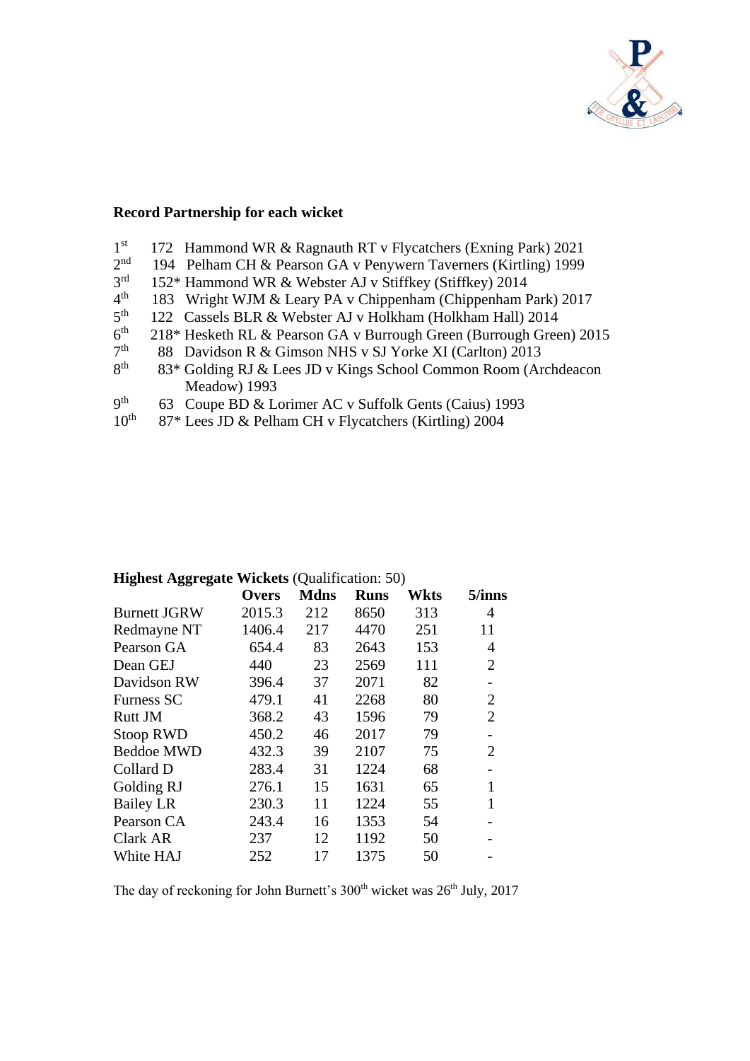**Record Partnership for each wicket**

1st 172 Hammond WR & Ragnauth RT v Flycatchers (Exning Park) 2021
2nd 194 Pelham CH & Pearson GA v Penywern Taverners (Kirtling) 1999
3rd 152* Hammond WR & Webster AJ v Stiffkey (Stiffkey) 2014
4th 183 Wright WJM & Leary PA v Chippenham (Chippenham Park) 2017
5th 122 Cassels BLR & Webster AJ v Holkham (Holkham Hall) 2014
6th 218* Hesketh RL & Pearson GA v Burrough Green (Burrough Green) 2015
7th 88 Davidson R & Gimson NHS v SJ Yorke XI (Carlton) 2013
8th 83* Golding RJ & Lees JD v Kings School Common Room (Archdeacon Meadow) 1993
9th 63 Coupe BD & Lorimer AC v Suffolk Gents (Caius) 1993
10th 87* Lees JD & Pelham CH v Flycatchers (Kirtling) 2004

**Highest Aggregate Wickets** (Qualification: 50)

| | Overs | Mdns | Runs | Wkts | 5/inns |
|---|---|---|---|---|---|
| Burnett JGRW | 2015.3 | 212 | 8650 | 313 | 4 |
| Redmayne NT | 1406.4 | 217 | 4470 | 251 | 11 |
| Pearson GA | 654.4 | 83 | 2643 | 153 | 4 |
| Dean GEJ | 440 | 23 | 2569 | 111 | 2 |
| Davidson RW | 396.4 | 37 | 2071 | 82 | - |
| Furness SC | 479.1 | 41 | 2268 | 80 | 2 |
| Rutt JM | 368.2 | 43 | 1596 | 79 | 2 |
| Stoop RWD | 450.2 | 46 | 2017 | 79 | - |
| Beddoe MWD | 432.3 | 39 | 2107 | 75 | 2 |
| Collard D | 283.4 | 31 | 1224 | 68 | - |
| Golding RJ | 276.1 | 15 | 1631 | 65 | 1 |
| Bailey LR | 230.3 | 11 | 1224 | 55 | 1 |
| Pearson CA | 243.4 | 16 | 1353 | 54 | - |
| Clark AR | 237 | 12 | 1192 | 50 | - |
| White HAJ | 252 | 17 | 1375 | 50 | - |

The day of reckoning for John Burnett's 300th wicket was 26th July, 2017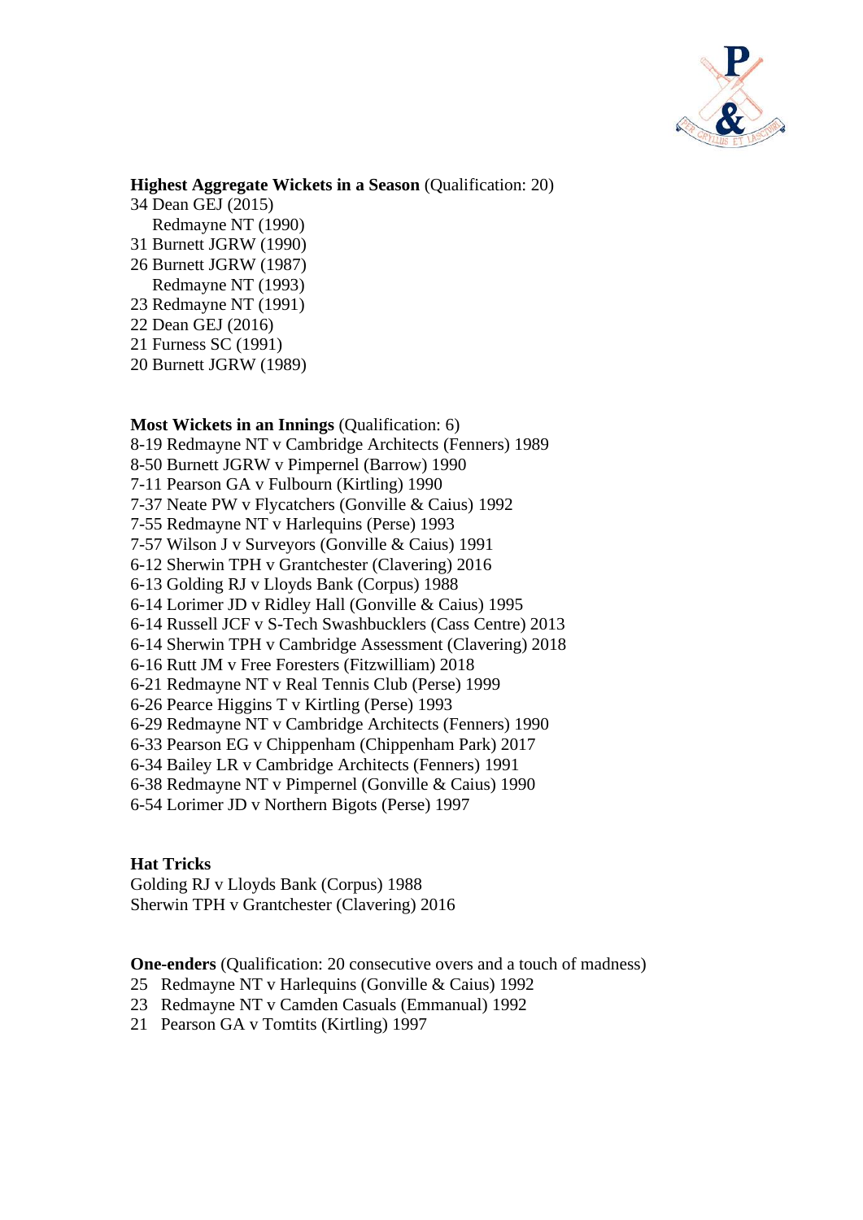**Highest Aggregate Wickets in a Season** (Qualification: 20)

34 Dean GEJ (2015)
Redmayne NT (1990)
31 Burnett JGRW (1990)
26 Burnett JGRW (1987)
Redmayne NT (1993)
23 Redmayne NT (1991)
22 Dean GEJ (2016)
21 Furness SC (1991)
20 Burnett JGRW (1989)

**Most Wickets in an Innings** (Qualification: 6)

8-19 Redmayne NT v Cambridge Architects (Fenners) 1989
8-50 Burnett JGRW v Pimpernel (Barrow) 1990
7-11 Pearson GA v Fulbourn (Kirtling) 1990
7-37 Neate PW v Flycatchers (Gonville & Caius) 1992
7-55 Redmayne NT v Harlequins (Perse) 1993
7-57 Wilson J v Surveyors (Gonville & Caius) 1991
6-12 Sherwin TPH v Grantchester (Clavering) 2016
6-13 Golding RJ v Lloyds Bank (Corpus) 1988
6-14 Lorimer JD v Ridley Hall (Gonville & Caius) 1995
6-14 Russell JCF v S-Tech Swashbucklers (Cass Centre) 2013
6-14 Sherwin TPH v Cambridge Assessment (Clavering) 2018
6-16 Rutt JM v Free Foresters (Fitzwilliam) 2018
6-21 Redmayne NT v Real Tennis Club (Perse) 1999
6-26 Pearce Higgins T v Kirtling (Perse) 1993
6-29 Redmayne NT v Cambridge Architects (Fenners) 1990
6-33 Pearson EG v Chippenham (Chippenham Park) 2017
6-34 Bailey LR v Cambridge Architects (Fenners) 1991
6-38 Redmayne NT v Pimpernel (Gonville & Caius) 1990
6-54 Lorimer JD v Northern Bigots (Perse) 1997

**Hat Tricks**

Golding RJ v Lloyds Bank (Corpus) 1988
Sherwin TPH v Grantchester (Clavering) 2016

**One-enders** (Qualification: 20 consecutive overs and a touch of madness)

25 Redmayne NT v Harlequins (Gonville & Caius) 1992
23 Redmayne NT v Camden Casuals (Emmanual) 1992
21 Pearson GA v Tomtits (Kirtling) 1997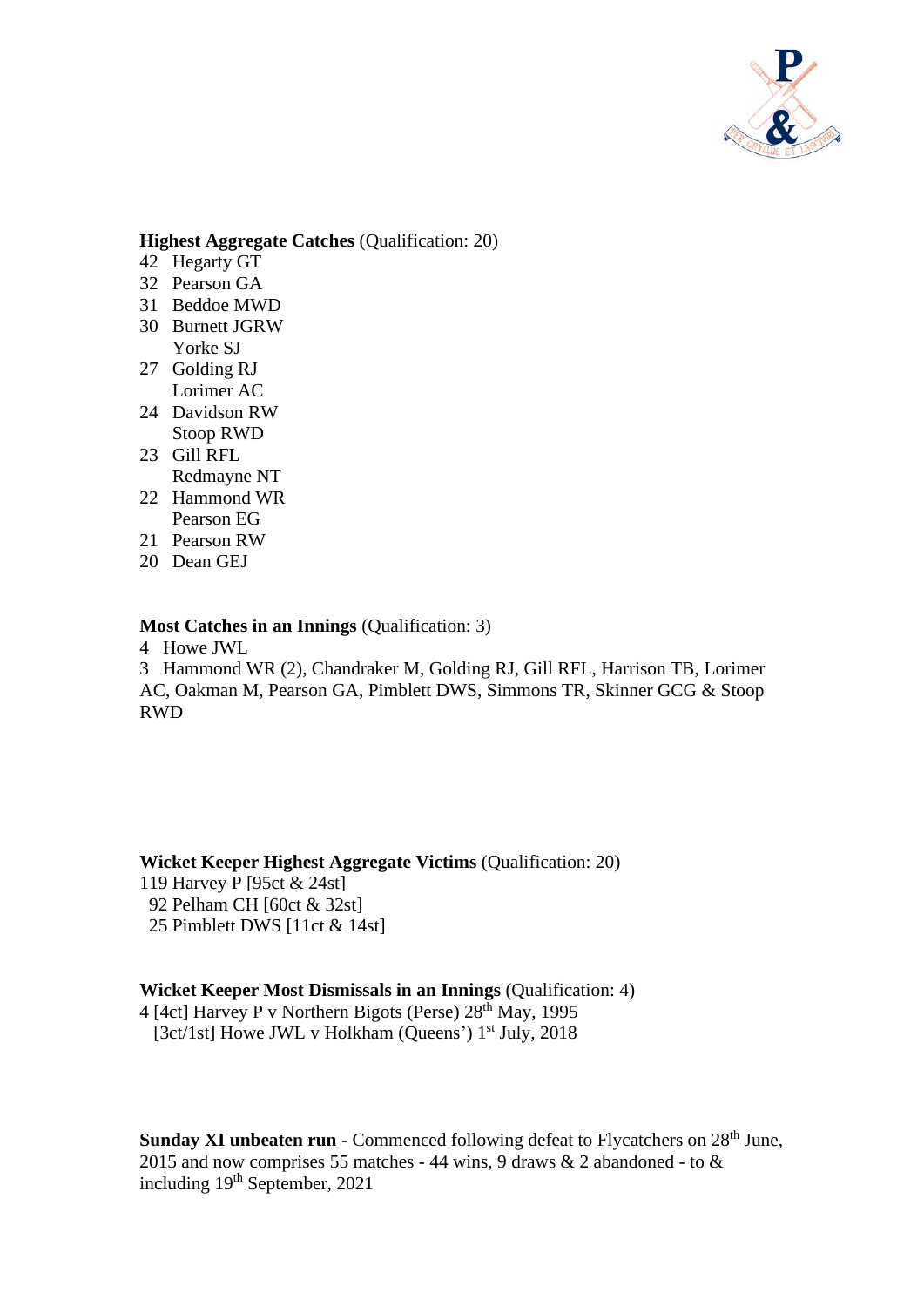**Highest Aggregate Catches** (Qualification: 20)

42 Hegarty GT
32 Pearson GA
31 Beddoe MWD
30 Burnett JGRW
   Yorke SJ
27 Golding RJ
   Lorimer AC
24 Davidson RW
   Stoop RWD
23 Gill RFL
   Redmayne NT
22 Hammond WR
   Pearson EG
21 Pearson RW
20 Dean GEJ

**Most Catches in an Innings** (Qualification: 3)

4 Howe JWL

3 Hammond WR (2), Chandraker M, Golding RJ, Gill RFL, Harrison TB, Lorimer AC, Oakman M, Pearson GA, Pimblett DWS, Simmons TR, Skinner GCG & Stoop RWD

**Wicket Keeper Highest Aggregate Victims** (Qualification: 20)

119 Harvey P [95ct & 24st]
92 Pelham CH [60ct & 32st]
25 Pimblett DWS [11ct & 14st]

**Wicket Keeper Most Dismissals in an Innings** (Qualification: 4)

4 [4ct] Harvey P v Northern Bigots (Perse) 28th May, 1995
  [3ct/1st] Howe JWL v Holkham (Queens') 1st July, 2018

**Sunday XI unbeaten run** - Commenced following defeat to Flycatchers on 28th June, 2015 and now comprises 55 matches - 44 wins, 9 draws & 2 abandoned - to & including 19th September, 2021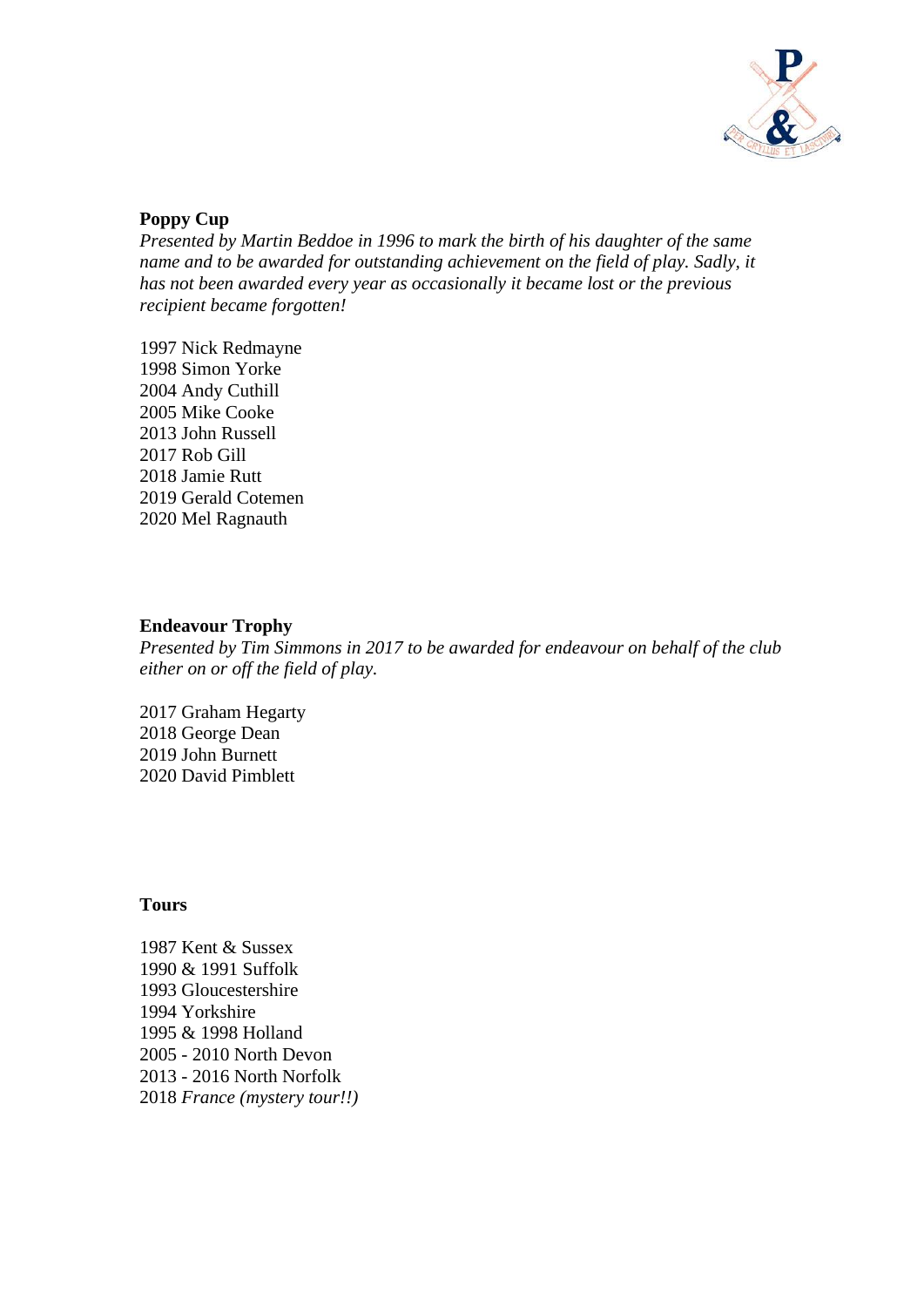**Poppy Cup**

*Presented by Martin Beddoe in 1996 to mark the birth of his daughter of the same name and to be awarded for outstanding achievement on the field of play. Sadly, it has not been awarded every year as occasionally it became lost or the previous recipient became forgotten!*

1997 Nick Redmayne
1998 Simon Yorke
2004 Andy Cuthill
2005 Mike Cooke
2013 John Russell
2017 Rob Gill
2018 Jamie Rutt
2019 Gerald Cotemen
2020 Mel Ragnauth

**Endeavour Trophy**

*Presented by Tim Simmons in 2017 to be awarded for endeavour on behalf of the club either on or off the field of play.*

2017 Graham Hegarty
2018 George Dean
2019 John Burnett
2020 David Pimblett

**Tours**

1987 Kent & Sussex
1990 & 1991 Suffolk
1993 Gloucestershire
1994 Yorkshire
1995 & 1998 Holland
2005 - 2010 North Devon
2013 - 2016 North Norfolk
2018 *France (mystery tour!!)*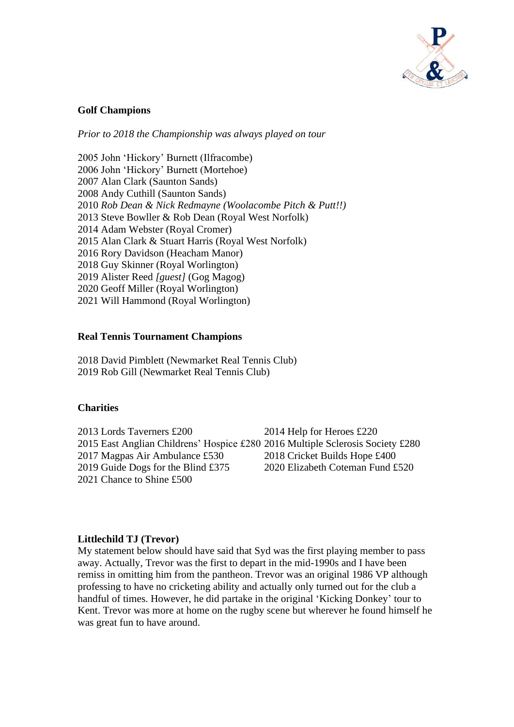## Golf Champions

*Prior to 2018 the Championship was always played on tour*

2005 John 'Hickory' Burnett (Ilfracombe)
2006 John 'Hickory' Burnett (Mortehoe)
2007 Alan Clark (Saunton Sands)
2008 Andy Cuthill (Saunton Sands)
2010 *Rob Dean & Nick Redmayne (Woolacombe Pitch & Putt!!)*
2013 Steve Bowller & Rob Dean (Royal West Norfolk)
2014 Adam Webster (Royal Cromer)
2015 Alan Clark & Stuart Harris (Royal West Norfolk)
2016 Rory Davidson (Heacham Manor)
2018 Guy Skinner (Royal Worlington)
2019 Alister Reed *[guest]* (Gog Magog)
2020 Geoff Miller (Royal Worlington)
2021 Will Hammond (Royal Worlington)

## Real Tennis Tournament Champions

2018 David Pimblett (Newmarket Real Tennis Club)
2019 Rob Gill (Newmarket Real Tennis Club)

## Charities

2013 Lords Taverners £200
2014 Help for Heroes £220
2015 East Anglian Childrens' Hospice £280
2016 Multiple Sclerosis Society £280
2017 Magpas Air Ambulance £530
2018 Cricket Builds Hope £400
2019 Guide Dogs for the Blind £375
2020 Elizabeth Coteman Fund £520
2021 Chance to Shine £500

## Littlechild TJ (Trevor)

My statement below should have said that Syd was the first playing member to pass away. Actually, Trevor was the first to depart in the mid-1990s and I have been remiss in omitting him from the pantheon. Trevor was an original 1986 VP although professing to have no cricketing ability and actually only turned out for the club a handful of times. However, he did partake in the original 'Kicking Donkey' tour to Kent. Trevor was more at home on the rugby scene but wherever he found himself he was great fun to have around.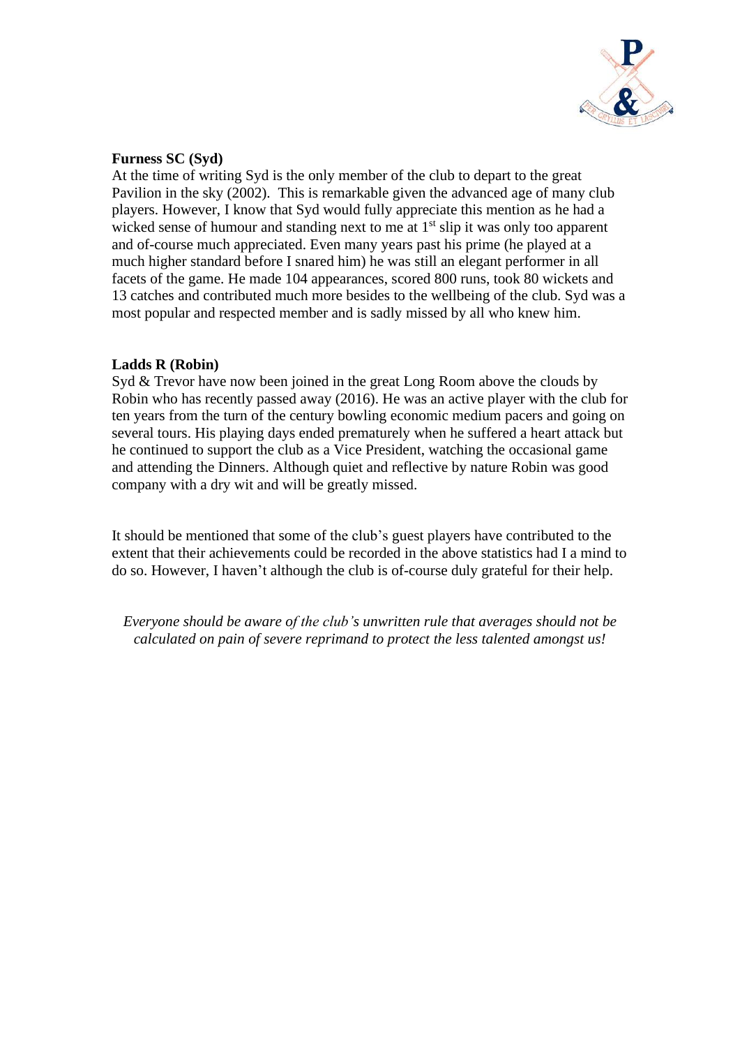**Furness SC (Syd)**

At the time of writing Syd is the only member of the club to depart to the great Pavilion in the sky (2002). This is remarkable given the advanced age of many club players. However, I know that Syd would fully appreciate this mention as he had a wicked sense of humour and standing next to me at 1st slip it was only too apparent and of-course much appreciated. Even many years past his prime (he played at a much higher standard before I snared him) he was still an elegant performer in all facets of the game. He made 104 appearances, scored 800 runs, took 80 wickets and 13 catches and contributed much more besides to the wellbeing of the club. Syd was a most popular and respected member and is sadly missed by all who knew him.

**Ladds R (Robin)**

Syd & Trevor have now been joined in the great Long Room above the clouds by Robin who has recently passed away (2016). He was an active player with the club for ten years from the turn of the century bowling economic medium pacers and going on several tours. His playing days ended prematurely when he suffered a heart attack but he continued to support the club as a Vice President, watching the occasional game and attending the Dinners. Although quiet and reflective by nature Robin was good company with a dry wit and will be greatly missed.

It should be mentioned that some of the club's guest players have contributed to the extent that their achievements could be recorded in the above statistics had I a mind to do so. However, I haven't although the club is of-course duly grateful for their help.

*Everyone should be aware of the club's unwritten rule that averages should not be calculated on pain of severe reprimand to protect the less talented amongst us!*